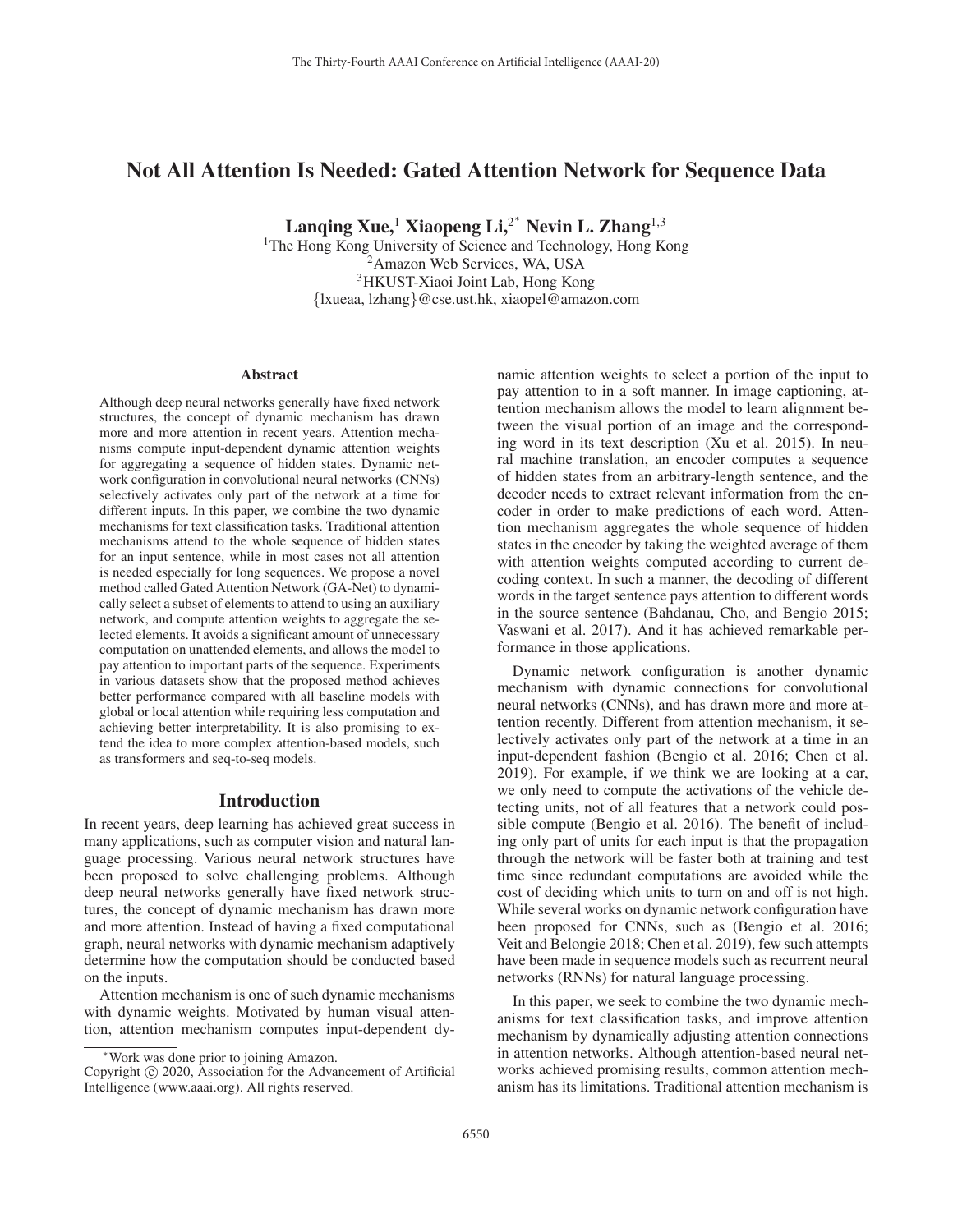# Not All Attention Is Needed: Gated Attention Network for Sequence Data

**Lanqing Xue,[1] Xiaopeng Li,[2*] Nevin L. Zhang[1,3]**

[1]The Hong Kong University of Science and Technology, Hong Kong
[2]Amazon Web Services, WA, USA
[3]HKUST-Xiaoi Joint Lab, Hong Kong
{lxueaa, lzhang}@cse.ust.hk, xiaopel@amazon.com

## Abstract

Although deep neural networks generally have fixed network structures, the concept of dynamic mechanism has drawn more and more attention in recent years. Attention mechanisms compute input-dependent dynamic attention weights for aggregating a sequence of hidden states. Dynamic network configuration in convolutional neural networks (CNNs) selectively activates only part of the network at a time for different inputs. In this paper, we combine the two dynamic mechanisms for text classification tasks. Traditional attention mechanisms attend to the whole sequence of hidden states for an input sentence, while in most cases not all attention is needed especially for long sequences. We propose a novel method called Gated Attention Network (GA-Net) to dynamically select a subset of elements to attend to using an auxiliary network, and compute attention weights to aggregate the selected elements. It avoids a significant amount of unnecessary computation on unattended elements, and allows the model to pay attention to important parts of the sequence. Experiments in various datasets show that the proposed method achieves better performance compared with all baseline models with global or local attention while requiring less computation and achieving better interpretability. It is also promising to extend the idea to more complex attention-based models, such as transformers and seq-to-seq models.

## Introduction

In recent years, deep learning has achieved great success in many applications, such as computer vision and natural language processing. Various neural network structures have been proposed to solve challenging problems. Although deep neural networks generally have fixed network structures, the concept of dynamic mechanism has drawn more and more attention. Instead of having a fixed computational graph, neural networks with dynamic mechanism adaptively determine how the computation should be conducted based on the inputs.

Attention mechanism is one of such dynamic mechanisms with dynamic weights. Motivated by human visual attention, attention mechanism computes input-dependent dynamic attention weights to select a portion of the input to pay attention to in a soft manner. In image captioning, attention mechanism allows the model to learn alignment between the visual portion of an image and the corresponding word in its text description (Xu et al. 2015). In neural machine translation, an encoder computes a sequence of hidden states from an arbitrary-length sentence, and the decoder needs to extract relevant information from the encoder in order to make predictions of each word. Attention mechanism aggregates the whole sequence of hidden states in the encoder by taking the weighted average of them with attention weights computed according to current decoding context. In such a manner, the decoding of different words in the target sentence pays attention to different words in the source sentence (Bahdanau, Cho, and Bengio 2015; Vaswani et al. 2017). And it has achieved remarkable performance in those applications.

Dynamic network configuration is another dynamic mechanism with dynamic connections for convolutional neural networks (CNNs), and has drawn more and more attention recently. Different from attention mechanism, it selectively activates only part of the network at a time in an input-dependent fashion (Bengio et al. 2016; Chen et al. 2019). For example, if we think we are looking at a car, we only need to compute the activations of the vehicle detecting units, not of all features that a network could possible compute (Bengio et al. 2016). The benefit of including only part of units for each input is that the propagation through the network will be faster both at training and test time since redundant computations are avoided while the cost of deciding which units to turn on and off is not high. While several works on dynamic network configuration have been proposed for CNNs, such as (Bengio et al. 2016; Veit and Belongie 2018; Chen et al. 2019), few such attempts have been made in sequence models such as recurrent neural networks (RNNs) for natural language processing.

In this paper, we seek to combine the two dynamic mechanisms for text classification tasks, and improve attention mechanism by dynamically adjusting attention connections in attention networks. Although attention-based neural networks achieved promising results, common attention mechanism has its limitations. Traditional attention mechanism is

*Work was done prior to joining Amazon.
Copyright © 2020, Association for the Advancement of Artificial Intelligence (www.aaai.org). All rights reserved.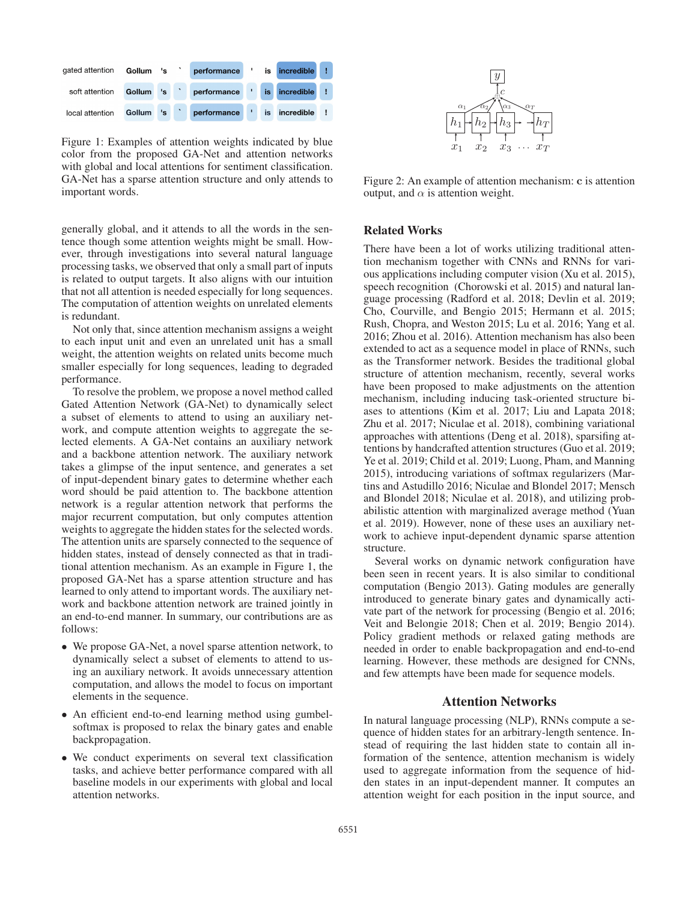Figure 1: Examples of attention weights indicated by blue color from the proposed GA-Net and attention networks with global and local attentions for sentiment classification. GA-Net has a sparse attention structure and only attends to important words.

generally global, and it attends to all the words in the sentence though some attention weights might be small. However, through investigations into several natural language processing tasks, we observed that only a small part of inputs is related to output targets. It also aligns with our intuition that not all attention is needed especially for long sequences. The computation of attention weights on unrelated elements is redundant.

Not only that, since attention mechanism assigns a weight to each input unit and even an unrelated unit has a small weight, the attention weights on related units become much smaller especially for long sequences, leading to degraded performance.

To resolve the problem, we propose a novel method called Gated Attention Network (GA-Net) to dynamically select a subset of elements to attend to using an auxiliary network, and compute attention weights to aggregate the selected elements. A GA-Net contains an auxiliary network and a backbone attention network. The auxiliary network takes a glimpse of the input sentence, and generates a set of input-dependent binary gates to determine whether each word should be paid attention to. The backbone attention network is a regular attention network that performs the major recurrent computation, but only computes attention weights to aggregate the hidden states for the selected words. The attention units are sparsely connected to the sequence of hidden states, instead of densely connected as that in traditional attention mechanism. As an example in Figure 1, the proposed GA-Net has a sparse attention structure and has learned to only attend to important words. The auxiliary network and backbone attention network are trained jointly in an end-to-end manner. In summary, our contributions are as follows:

- We propose GA-Net, a novel sparse attention network, to dynamically select a subset of elements to attend to using an auxiliary network. It avoids unnecessary attention computation, and allows the model to focus on important elements in the sequence.
- An efficient end-to-end learning method using gumbel-softmax is proposed to relax the binary gates and enable backpropagation.
- We conduct experiments on several text classification tasks, and achieve better performance compared with all baseline models in our experiments with global and local attention networks.

Figure 2: An example of attention mechanism: $\mathbf{c}$ is attention output, and $\alpha$ is attention weight.

## Related Works

There have been a lot of works utilizing traditional attention mechanism together with CNNs and RNNs for various applications including computer vision (Xu et al. 2015), speech recognition (Chorowski et al. 2015) and natural language processing (Radford et al. 2018; Devlin et al. 2019; Cho, Courville, and Bengio 2015; Hermann et al. 2015; Rush, Chopra, and Weston 2015; Lu et al. 2016; Yang et al. 2016; Zhou et al. 2016). Attention mechanism has also been extended to act as a sequence model in place of RNNs, such as the Transformer network. Besides the traditional global structure of attention mechanism, recently, several works have been proposed to make adjustments on the attention mechanism, including inducing task-oriented structure biases to attentions (Kim et al. 2017; Liu and Lapata 2018; Zhu et al. 2017; Niculae et al. 2018), combining variational approaches with attentions (Deng et al. 2018), sparsifing attentions by handcrafted attention structures (Guo et al. 2019; Ye et al. 2019; Child et al. 2019; Luong, Pham, and Manning 2015), introducing variations of softmax regularizers (Martins and Astudillo 2016; Niculae and Blondel 2017; Mensch and Blondel 2018; Niculae et al. 2018), and utilizing probabilistic attention with marginalized average method (Yuan et al. 2019). However, none of these uses an auxiliary network to achieve input-dependent dynamic sparse attention structure.

Several works on dynamic network configuration have been seen in recent years. It is also similar to conditional computation (Bengio 2013). Gating modules are generally introduced to generate binary gates and dynamically activate part of the network for processing (Bengio et al. 2016; Veit and Belongie 2018; Chen et al. 2019; Bengio 2014). Policy gradient methods or relaxed gating methods are needed in order to enable backpropagation and end-to-end learning. However, these methods are designed for CNNs, and few attempts have been made for sequence models.

## Attention Networks

In natural language processing (NLP), RNNs compute a sequence of hidden states for an arbitrary-length sentence. Instead of requiring the last hidden state to contain all information of the sentence, attention mechanism is widely used to aggregate information from the sequence of hidden states in an input-dependent manner. It computes an attention weight for each position in the input source, and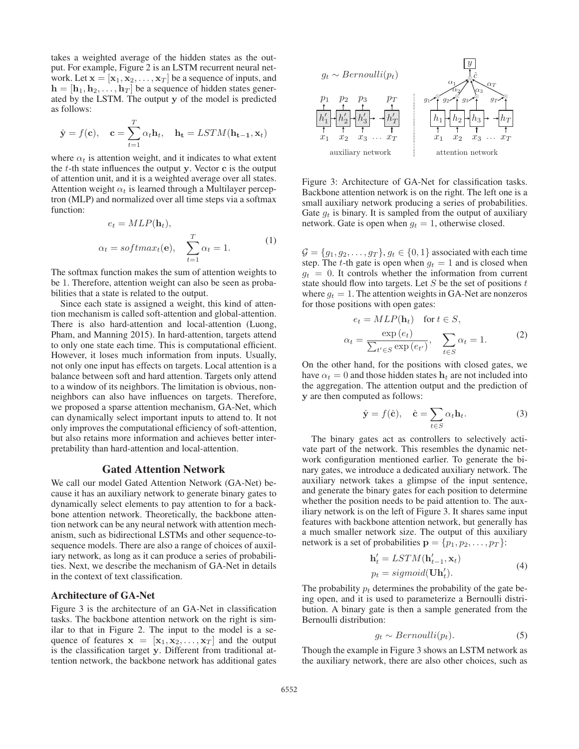takes a weighted average of the hidden states as the output. For example, Figure 2 is an LSTM recurrent neural network. Let $\mathbf{x} = [\mathbf{x}_1, \mathbf{x}_2, \ldots, \mathbf{x}_T]$ be a sequence of inputs, and $\mathbf{h} = [\mathbf{h}_1, \mathbf{h}_2, \ldots, \mathbf{h}_T]$ be a sequence of hidden states generated by the LSTM. The output $\mathbf{y}$ of the model is predicted as follows:

$$\hat{\mathbf{y}} = f(\mathbf{c}), \quad \mathbf{c} = \sum_{t=1}^{T} \alpha_t \mathbf{h}_t, \quad \mathbf{h_t} = LSTM(\mathbf{h_{t-1}}, \mathbf{x}_t)$$

where $\alpha_t$ is attention weight, and it indicates to what extent the $t$-th state influences the output $\mathbf{y}$. Vector $\mathbf{c}$ is the output of attention unit, and it is a weighted average over all states. Attention weight $\alpha_t$ is learned through a Multilayer perceptron (MLP) and normalized over all time steps via a softmax function:

$$\begin{aligned} e_t &= MLP(\mathbf{h}_t), \\ \alpha_t &= softmax_t(\mathbf{e}), \quad \sum_{t=1}^{T} \alpha_t = 1. \end{aligned} \tag{1}$$

The softmax function makes the sum of attention weights to be 1. Therefore, attention weight can also be seen as probabilities that a state is related to the output.

Since each state is assigned a weight, this kind of attention mechanism is called soft-attention and global-attention. There is also hard-attention and local-attention (Luong, Pham, and Manning 2015). In hard-attention, targets attend to only one state each time. This is computational efficient. However, it loses much information from inputs. Usually, not only one input has effects on targets. Local attention is a balance between soft and hard attention. Targets only attend to a window of its neighbors. The limitation is obvious, non-neighbors can also have influences on targets. Therefore, we proposed a sparse attention mechanism, GA-Net, which can dynamically select important inputs to attend to. It not only improves the computational efficiency of soft-attention, but also retains more information and achieves better interpretability than hard-attention and local-attention.

## Gated Attention Network

We call our model Gated Attention Network (GA-Net) because it has an auxiliary network to generate binary gates to dynamically select elements to pay attention to for a backbone attention network. Theoretically, the backbone attention network can be any neural network with attention mechanism, such as bidirectional LSTMs and other sequence-to-sequence models. There are also a range of choices of auxiliary network, as long as it can produce a series of probabilities. Next, we describe the mechanism of GA-Net in details in the context of text classification.

### Architecture of GA-Net

Figure 3 is the architecture of an GA-Net in classification tasks. The backbone attention network on the right is similar to that in Figure 2. The input to the model is a sequence of features $\mathbf{x} = [\mathbf{x}_1, \mathbf{x}_2, \ldots, \mathbf{x}_T]$ and the output is the classification target $\mathbf{y}$. Different from traditional attention network, the backbone network has additional gates $\mathcal{G} = \{g_1, g_2, \ldots, g_T\}$, $g_t \in \{0, 1\}$ associated with each time step. The $t$-th gate is open when $g_t = 1$ and is closed when $g_t = 0$. It controls whether the information from current state should flow into targets. Let $S$ be the set of positions $t$ where $g_t = 1$. The attention weights in GA-Net are nonzeros for those positions with open gates:

$$\begin{aligned} e_t &= MLP(\mathbf{h}_t) \quad \text{for } t \in S, \\ \alpha_t &= \frac{\exp(e_t)}{\sum_{t' \in S} \exp(e_{t'})}, \quad \sum_{t \in S} \alpha_t = 1. \end{aligned} \tag{2}$$

On the other hand, for the positions with closed gates, we have $\alpha_t = 0$ and those hidden states $\mathbf{h}_t$ are not included into the aggregation. The attention output and the prediction of $\mathbf{y}$ are then computed as follows:

$$\hat{\mathbf{y}} = f(\hat{\mathbf{c}}), \quad \hat{\mathbf{c}} = \sum_{t \in S} \alpha_t \mathbf{h}_t. \tag{3}$$

The binary gates act as controllers to selectively activate part of the network. This resembles the dynamic network configuration mentioned earlier. To generate the binary gates, we introduce a dedicated auxiliary network. The auxiliary network takes a glimpse of the input sentence, and generate the binary gates for each position to determine whether the position needs to be paid attention to. The auxiliary network is on the left of Figure 3. It shares same input features with backbone attention network, but generally has a much smaller network size. The output of this auxiliary network is a set of probabilities $\mathbf{p} = \{p_1, p_2, \ldots, p_T\}$:

$$\begin{aligned} \mathbf{h}'_t &= LSTM(\mathbf{h}'_{t-1}, \mathbf{x}_t) \\ p_t &= sigmoid(\mathbf{U}\mathbf{h}'_t). \end{aligned} \tag{4}$$

The probability $p_t$ determines the probability of the gate being open, and it is used to parameterize a Bernoulli distribution. A binary gate is then a sample generated from the Bernoulli distribution:

$$g_t \sim Bernoulli(p_t). \tag{5}$$

Though the example in Figure 3 shows an LSTM network as the auxiliary network, there are also other choices, such as

Figure 3: Architecture of GA-Net for classification tasks. Backbone attention network is on the right. The left one is a small auxiliary network producing a series of probabilities. Gate $g_t$ is binary. It is sampled from the output of auxiliary network. Gate is open when $g_t = 1$, otherwise closed.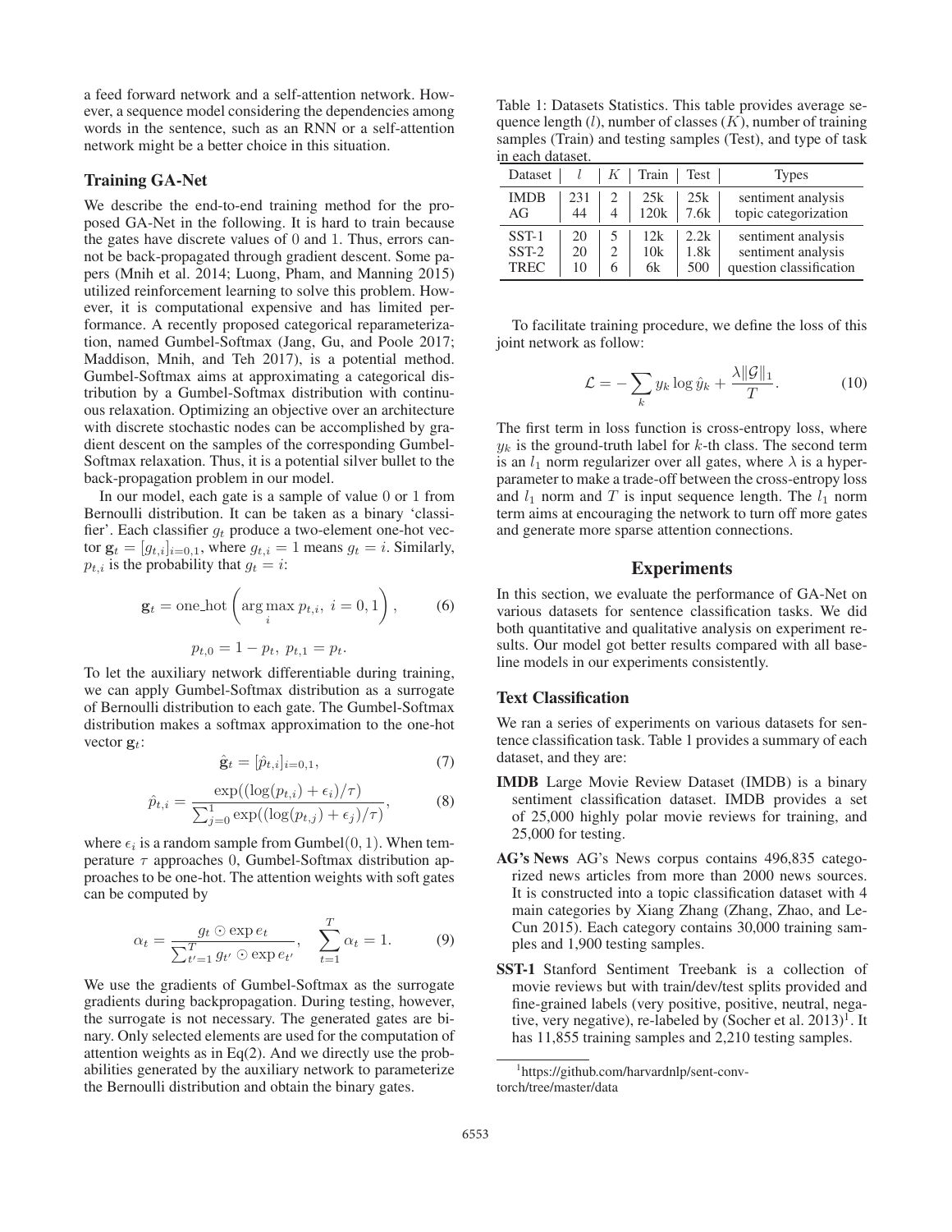a feed forward network and a self-attention network. However, a sequence model considering the dependencies among words in the sentence, such as an RNN or a self-attention network might be a better choice in this situation.

### Training GA-Net

We describe the end-to-end training method for the proposed GA-Net in the following. It is hard to train because the gates have discrete values of 0 and 1. Thus, errors cannot be back-propagated through gradient descent. Some papers (Mnih et al. 2014; Luong, Pham, and Manning 2015) utilized reinforcement learning to solve this problem. However, it is computational expensive and has limited performance. A recently proposed categorical reparameterization, named Gumbel-Softmax (Jang, Gu, and Poole 2017; Maddison, Mnih, and Teh 2017), is a potential method. Gumbel-Softmax aims at approximating a categorical distribution by a Gumbel-Softmax distribution with continuous relaxation. Optimizing an objective over an architecture with discrete stochastic nodes can be accomplished by gradient descent on the samples of the corresponding Gumbel-Softmax relaxation. Thus, it is a potential silver bullet to the back-propagation problem in our model.

In our model, each gate is a sample of value 0 or 1 from Bernoulli distribution. It can be taken as a binary 'classifier'. Each classifier $g_t$ produce a two-element one-hot vector $\mathbf{g}_t = [g_{t,i}]_{i=0,1}$, where $g_{t,i} = 1$ means $g_t = i$. Similarly, $p_{t,i}$ is the probability that $g_t = i$:

$$\mathbf{g}_t = \text{one\_hot}\left(\arg\max_i p_{t,i},\ i = 0, 1\right), \tag{6}$$

$$p_{t,0} = 1 - p_t,\ p_{t,1} = p_t.$$

To let the auxiliary network differentiable during training, we can apply Gumbel-Softmax distribution as a surrogate of Bernoulli distribution to each gate. The Gumbel-Softmax distribution makes a softmax approximation to the one-hot vector $\mathbf{g}_t$:

$$\hat{\mathbf{g}}_t = [\hat{p}_{t,i}]_{i=0,1}, \tag{7}$$

$$\hat{p}_{t,i} = \frac{\exp((\log(p_{t,i}) + \epsilon_i)/\tau)}{\sum_{j=0}^{1} \exp((\log(p_{t,j}) + \epsilon_j)/\tau)}, \tag{8}$$

where $\epsilon_i$ is a random sample from Gumbel$(0, 1)$. When temperature $\tau$ approaches 0, Gumbel-Softmax distribution approaches to be one-hot. The attention weights with soft gates can be computed by

$$\alpha_t = \frac{g_t \odot \exp e_t}{\sum_{t'=1}^{T} g_{t'} \odot \exp e_{t'}}, \quad \sum_{t=1}^{T} \alpha_t = 1. \tag{9}$$

We use the gradients of Gumbel-Softmax as the surrogate gradients during backpropagation. During testing, however, the surrogate is not necessary. The generated gates are binary. Only selected elements are used for the computation of attention weights as in Eq(2). And we directly use the probabilities generated by the auxiliary network to parameterize the Bernoulli distribution and obtain the binary gates.

Table 1: Datasets Statistics. This table provides average sequence length ($l$), number of classes ($K$), number of training samples (Train) and testing samples (Test), and type of task in each dataset.

| Dataset | $l$ | $K$ | Train | Test | Types |
|---|---|---|---|---|---|
| IMDB | 231 | 2 | 25k | 25k | sentiment analysis |
| AG | 44 | 4 | 120k | 7.6k | topic categorization |
| SST-1 | 20 | 5 | 12k | 2.2k | sentiment analysis |
| SST-2 | 20 | 2 | 10k | 1.8k | sentiment analysis |
| TREC | 10 | 6 | 6k | 500 | question classification |

To facilitate training procedure, we define the loss of this joint network as follow:

$$\mathcal{L} = -\sum_k y_k \log \hat{y}_k + \frac{\lambda \|\mathcal{G}\|_1}{T}. \tag{10}$$

The first term in loss function is cross-entropy loss, where $y_k$ is the ground-truth label for $k$-th class. The second term is an $l_1$ norm regularizer over all gates, where $\lambda$ is a hyperparameter to make a trade-off between the cross-entropy loss and $l_1$ norm and $T$ is input sequence length. The $l_1$ norm term aims at encouraging the network to turn off more gates and generate more sparse attention connections.

## Experiments

In this section, we evaluate the performance of GA-Net on various datasets for sentence classification tasks. We did both quantitative and qualitative analysis on experiment results. Our model got better results compared with all baseline models in our experiments consistently.

### Text Classification

We ran a series of experiments on various datasets for sentence classification task. Table 1 provides a summary of each dataset, and they are:

- **IMDB** Large Movie Review Dataset (IMDB) is a binary sentiment classification dataset. IMDB provides a set of 25,000 highly polar movie reviews for training, and 25,000 for testing.
- **AG's News** AG's News corpus contains 496,835 categorized news articles from more than 2000 news sources. It is constructed into a topic classification dataset with 4 main categories by Xiang Zhang (Zhang, Zhao, and LeCun 2015). Each category contains 30,000 training samples and 1,900 testing samples.
- **SST-1** Stanford Sentiment Treebank is a collection of movie reviews but with train/dev/test splits provided and fine-grained labels (very positive, positive, neutral, negative, very negative), re-labeled by (Socher et al. 2013)[1]. It has 11,855 training samples and 2,210 testing samples.

[1] https://github.com/harvardnlp/sent-conv-torch/tree/master/data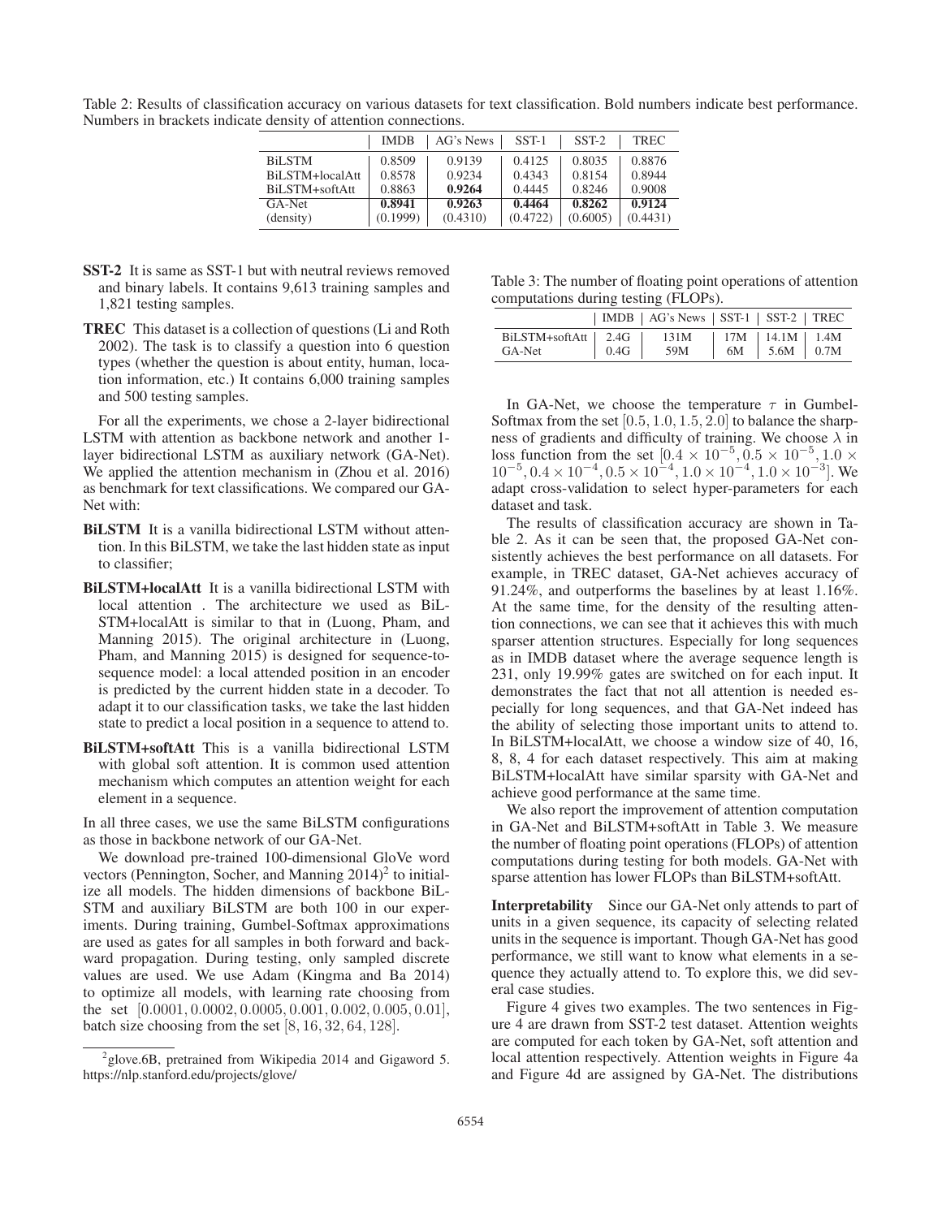Table 2: Results of classification accuracy on various datasets for text classification. Bold numbers indicate best performance. Numbers in brackets indicate density of attention connections.

| | IMDB | AG's News | SST-1 | SST-2 | TREC |
|---|---|---|---|---|---|
| BiLSTM | 0.8509 | 0.9139 | 0.4125 | 0.8035 | 0.8876 |
| BiLSTM+localAtt | 0.8578 | 0.9234 | 0.4343 | 0.8154 | 0.8944 |
| BiLSTM+softAtt | 0.8863 | **0.9264** | 0.4445 | 0.8246 | 0.9008 |
| GA-Net | **0.8941** | 0.9263 | **0.4464** | **0.8262** | **0.9124** |
| (density) | (0.1999) | (0.4310) | (0.4722) | (0.6005) | (0.4431) |

**SST-2** It is same as SST-1 but with neutral reviews removed and binary labels. It contains 9,613 training samples and 1,821 testing samples.

**TREC** This dataset is a collection of questions (Li and Roth 2002). The task is to classify a question into 6 question types (whether the question is about entity, human, location information, etc.) It contains 6,000 training samples and 500 testing samples.

For all the experiments, we chose a 2-layer bidirectional LSTM with attention as backbone network and another 1-layer bidirectional LSTM as auxiliary network (GA-Net). We applied the attention mechanism in (Zhou et al. 2016) as benchmark for text classifications. We compared our GA-Net with:

**BiLSTM** It is a vanilla bidirectional LSTM without attention. In this BiLSTM, we take the last hidden state as input to classifier;

**BiLSTM+localAtt** It is a vanilla bidirectional LSTM with local attention . The architecture we used as BiLSTM+localAtt is similar to that in (Luong, Pham, and Manning 2015). The original architecture in (Luong, Pham, and Manning 2015) is designed for sequence-to-sequence model: a local attended position in an encoder is predicted by the current hidden state in a decoder. To adapt it to our classification tasks, we take the last hidden state to predict a local position in a sequence to attend to.

**BiLSTM+softAtt** This is a vanilla bidirectional LSTM with global soft attention. It is common used attention mechanism which computes an attention weight for each element in a sequence.

In all three cases, we use the same BiLSTM configurations as those in backbone network of our GA-Net.

We download pre-trained 100-dimensional GloVe word vectors (Pennington, Socher, and Manning 2014)[2] to initialize all models. The hidden dimensions of backbone BiLSTM and auxiliary BiLSTM are both 100 in our experiments. During training, Gumbel-Softmax approximations are used as gates for all samples in both forward and backward propagation. During testing, only sampled discrete values are used. We use Adam (Kingma and Ba 2014) to optimize all models, with learning rate choosing from the set $[0.0001, 0.0002, 0.0005, 0.001, 0.002, 0.005, 0.01]$, batch size choosing from the set $[8, 16, 32, 64, 128]$.

[2] glove.6B, pretrained from Wikipedia 2014 and Gigaword 5. https://nlp.stanford.edu/projects/glove/

Table 3: The number of floating point operations of attention computations during testing (FLOPs).

| | IMDB | AG's News | SST-1 | SST-2 | TREC |
|---|---|---|---|---|---|
| BiLSTM+softAtt | 2.4G | 131M | 17M | 14.1M | 1.4M |
| GA-Net | 0.4G | 59M | 6M | 5.6M | 0.7M |

In GA-Net, we choose the temperature $\tau$ in Gumbel-Softmax from the set $[0.5, 1.0, 1.5, 2.0]$ to balance the sharpness of gradients and difficulty of training. We choose $\lambda$ in loss function from the set $[0.4 \times 10^{-5}, 0.5 \times 10^{-5}, 1.0 \times 10^{-5}, 0.4 \times 10^{-4}, 0.5 \times 10^{-4}, 1.0 \times 10^{-4}, 1.0 \times 10^{-3}]$. We adapt cross-validation to select hyper-parameters for each dataset and task.

The results of classification accuracy are shown in Table 2. As it can be seen that, the proposed GA-Net consistently achieves the best performance on all datasets. For example, in TREC dataset, GA-Net achieves accuracy of 91.24%, and outperforms the baselines by at least 1.16%. At the same time, for the density of the resulting attention connections, we can see that it achieves this with much sparser attention structures. Especially for long sequences as in IMDB dataset where the average sequence length is 231, only 19.99% gates are switched on for each input. It demonstrates the fact that not all attention is needed especially for long sequences, and that GA-Net indeed has the ability of selecting those important units to attend to. In BiLSTM+localAtt, we choose a window size of 40, 16, 8, 8, 4 for each dataset respectively. This aim at making BiLSTM+localAtt have similar sparsity with GA-Net and achieve good performance at the same time.

We also report the improvement of attention computation in GA-Net and BiLSTM+softAtt in Table 3. We measure the number of floating point operations (FLOPs) of attention computations during testing for both models. GA-Net with sparse attention has lower FLOPs than BiLSTM+softAtt.

**Interpretability** Since our GA-Net only attends to part of units in a given sequence, its capacity of selecting related units in the sequence is important. Though GA-Net has good performance, we still want to know what elements in a sequence they actually attend to. To explore this, we did several case studies.

Figure 4 gives two examples. The two sentences in Figure 4 are drawn from SST-2 test dataset. Attention weights are computed for each token by GA-Net, soft attention and local attention respectively. Attention weights in Figure 4a and Figure 4d are assigned by GA-Net. The distributions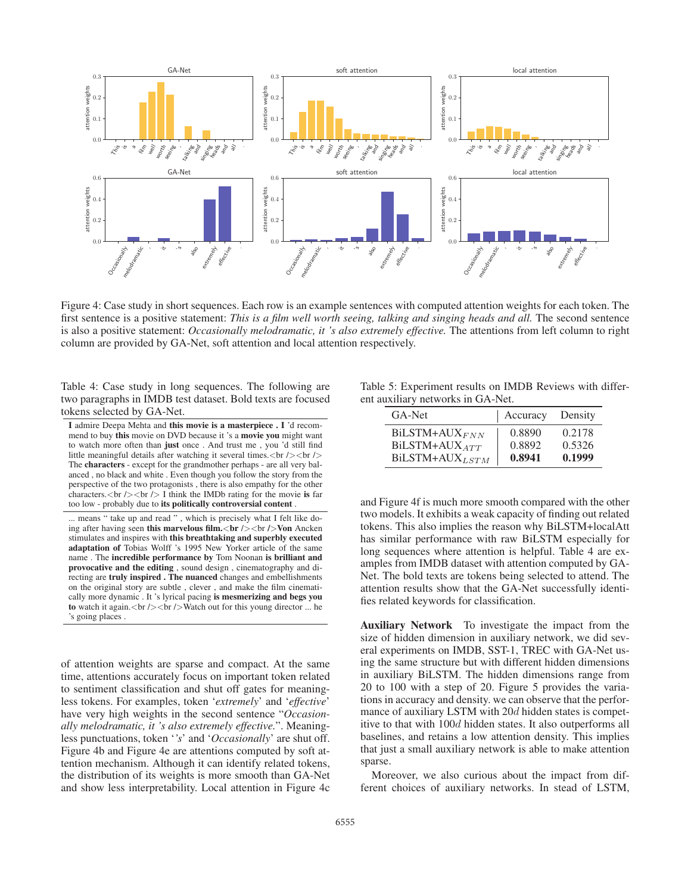Figure 4: Case study in short sequences. Each row is an example sentences with computed attention weights for each token. The first sentence is a positive statement: *This is a film well worth seeing, talking and singing heads and all.* The second sentence is also a positive statement: *Occasionally melodramatic, it 's also extremely effective.* The attentions from left column to right column are provided by GA-Net, soft attention and local attention respectively.

Table 4: Case study in long sequences. The following are two paragraphs in IMDB test dataset. Bold texts are focused tokens selected by GA-Net.

| |
|---|
| **I** admire Deepa Mehta and **this movie is a masterpiece . I** 'd recommend to buy **this** movie on DVD because it 's a **movie you** might want to watch more often than **just** once . And trust me , you 'd still find little meaningful details after watching it several times.<br /><br /> The **characters** - except for the grandmother perhaps - are all very balanced , no black and white . Even though you follow the story from the perspective of the two protagonists , there is also empathy for the other characters.<br /><br /> I think the IMDb rating for the movie **is** far too low - probably due to **its politically controversial content** . |
| ... means " take up and read " , which is precisely what I felt like doing after having seen **this marvelous film.<br />**<br />**Von** Ancken stimulates and inspires with **this breathtaking and superbly executed adaptation of** Tobias Wolff 's 1995 New Yorker article of the same name . The **incredible performance by** Tom Noonan **is brilliant and provocative and the editing** , sound design , cinematography and directing are **truly inspired . The nuanced** changes and embellishments on the original story are subtle , clever , and make the film cinematically more dynamic . It 's lyrical pacing **is mesmerizing and begs you to** watch it again.<br /><br />Watch out for this young director ... he 's going places . |

of attention weights are sparse and compact. At the same time, attentions accurately focus on important token related to sentiment classification and shut off gates for meaningless tokens. For examples, token '*extremely*' and '*effective*' have very high weights in the second sentence "*Occasionally melodramatic, it 's also extremely effective.*". Meaningless punctuations, token '*'s*' and '*Occasionally*' are shut off. Figure 4b and Figure 4e are attentions computed by soft attention mechanism. Although it can identify related tokens, the distribution of its weights is more smooth than GA-Net and show less interpretability. Local attention in Figure 4c and Figure 4f is much more smooth compared with the other two models. It exhibits a weak capacity of finding out related tokens. This also implies the reason why BiLSTM+localAtt has similar performance with raw BiLSTM especially for long sequences where attention is helpful. Table 4 are examples from IMDB dataset with attention computed by GA-Net. The bold texts are tokens being selected to attend. The attention results show that the GA-Net successfully identifies related keywords for classification.

Table 5: Experiment results on IMDB Reviews with different auxiliary networks in GA-Net.

| GA-Net | Accuracy | Density |
|---|---|---|
| BiLSTM+AUX$_{FNN}$ | 0.8890 | 0.2178 |
| BiLSTM+AUX$_{ATT}$ | 0.8892 | 0.5326 |
| BiLSTM+AUX$_{LSTM}$ | **0.8941** | **0.1999** |

**Auxiliary Network** To investigate the impact from the size of hidden dimension in auxiliary network, we did several experiments on IMDB, SST-1, TREC with GA-Net using the same structure but with different hidden dimensions in auxiliary BiLSTM. The hidden dimensions range from 20 to 100 with a step of 20. Figure 5 provides the variations in accuracy and density. we can observe that the performance of auxiliary LSTM with $20d$ hidden states is competitive to that with $100d$ hidden states. It also outperforms all baselines, and retains a low attention density. This implies that just a small auxiliary network is able to make attention sparse.

Moreover, we also curious about the impact from different choices of auxiliary networks. In stead of LSTM,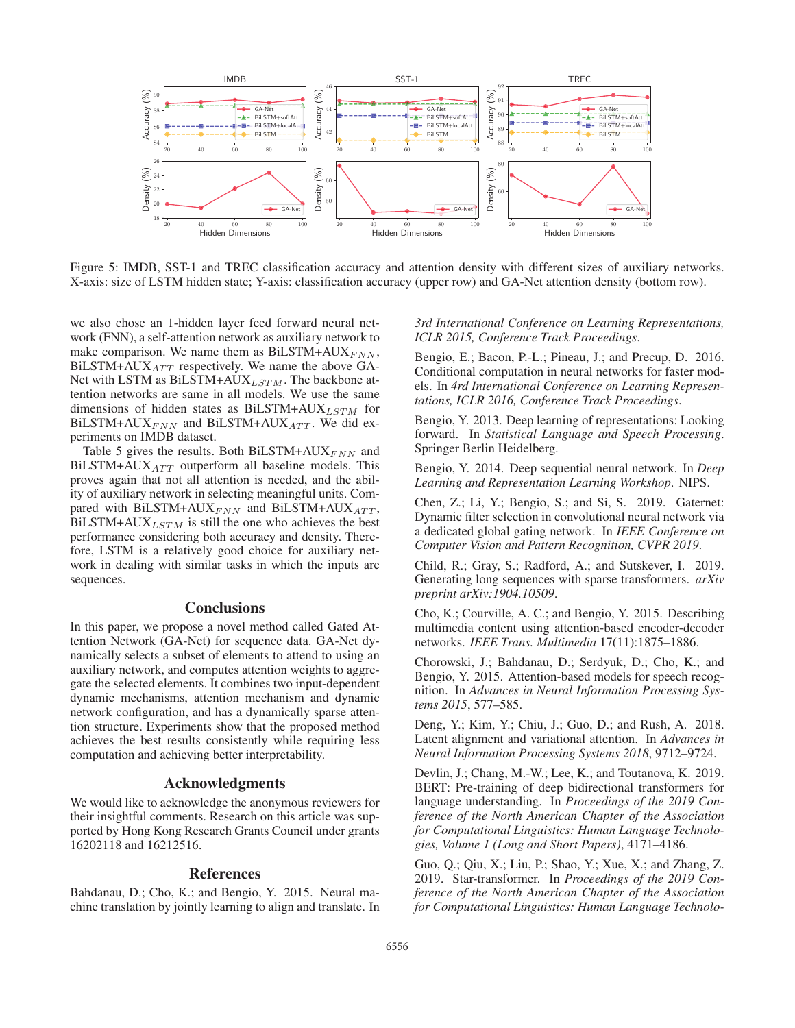Figure 5: IMDB, SST-1 and TREC classification accuracy and attention density with different sizes of auxiliary networks. X-axis: size of LSTM hidden state; Y-axis: classification accuracy (upper row) and GA-Net attention density (bottom row).

we also chose an 1-hidden layer feed forward neural network (FNN), a self-attention network as auxiliary network to make comparison. We name them as BiLSTM+AUX$_{FNN}$, BiLSTM+AUX$_{ATT}$ respectively. We name the above GA-Net with LSTM as BiLSTM+AUX$_{LSTM}$. The backbone attention networks are same in all models. We use the same dimensions of hidden states as BiLSTM+AUX$_{LSTM}$ for BiLSTM+AUX$_{FNN}$ and BiLSTM+AUX$_{ATT}$. We did experiments on IMDB dataset.

Table 5 gives the results. Both BiLSTM+AUX$_{FNN}$ and BiLSTM+AUX$_{ATT}$ outperform all baseline models. This proves again that not all attention is needed, and the ability of auxiliary network in selecting meaningful units. Compared with BiLSTM+AUX$_{FNN}$ and BiLSTM+AUX$_{ATT}$, BiLSTM+AUX$_{LSTM}$ is still the one who achieves the best performance considering both accuracy and density. Therefore, LSTM is a relatively good choice for auxiliary network in dealing with similar tasks in which the inputs are sequences.

## Conclusions

In this paper, we propose a novel method called Gated Attention Network (GA-Net) for sequence data. GA-Net dynamically selects a subset of elements to attend to using an auxiliary network, and computes attention weights to aggregate the selected elements. It combines two input-dependent dynamic mechanisms, attention mechanism and dynamic network configuration, and has a dynamically sparse attention structure. Experiments show that the proposed method achieves the best results consistently while requiring less computation and achieving better interpretability.

## Acknowledgments

We would like to acknowledge the anonymous reviewers for their insightful comments. Research on this article was supported by Hong Kong Research Grants Council under grants 16202118 and 16212516.

## References

Bahdanau, D.; Cho, K.; and Bengio, Y. 2015. Neural machine translation by jointly learning to align and translate. In *3rd International Conference on Learning Representations, ICLR 2015, Conference Track Proceedings*.

Bengio, E.; Bacon, P.-L.; Pineau, J.; and Precup, D. 2016. Conditional computation in neural networks for faster models. In *4rd International Conference on Learning Representations, ICLR 2016, Conference Track Proceedings*.

Bengio, Y. 2013. Deep learning of representations: Looking forward. In *Statistical Language and Speech Processing*. Springer Berlin Heidelberg.

Bengio, Y. 2014. Deep sequential neural network. In *Deep Learning and Representation Learning Workshop*. NIPS.

Chen, Z.; Li, Y.; Bengio, S.; and Si, S. 2019. Gaternet: Dynamic filter selection in convolutional neural network via a dedicated global gating network. In *IEEE Conference on Computer Vision and Pattern Recognition, CVPR 2019*.

Child, R.; Gray, S.; Radford, A.; and Sutskever, I. 2019. Generating long sequences with sparse transformers. *arXiv preprint arXiv:1904.10509*.

Cho, K.; Courville, A. C.; and Bengio, Y. 2015. Describing multimedia content using attention-based encoder-decoder networks. *IEEE Trans. Multimedia* 17(11):1875–1886.

Chorowski, J.; Bahdanau, D.; Serdyuk, D.; Cho, K.; and Bengio, Y. 2015. Attention-based models for speech recognition. In *Advances in Neural Information Processing Systems 2015*, 577–585.

Deng, Y.; Kim, Y.; Chiu, J.; Guo, D.; and Rush, A. 2018. Latent alignment and variational attention. In *Advances in Neural Information Processing Systems 2018*, 9712–9724.

Devlin, J.; Chang, M.-W.; Lee, K.; and Toutanova, K. 2019. BERT: Pre-training of deep bidirectional transformers for language understanding. In *Proceedings of the 2019 Conference of the North American Chapter of the Association for Computational Linguistics: Human Language Technologies, Volume 1 (Long and Short Papers)*, 4171–4186.

Guo, Q.; Qiu, X.; Liu, P.; Shao, Y.; Xue, X.; and Zhang, Z. 2019. Star-transformer. In *Proceedings of the 2019 Conference of the North American Chapter of the Association for Computational Linguistics: Human Language Technolo-*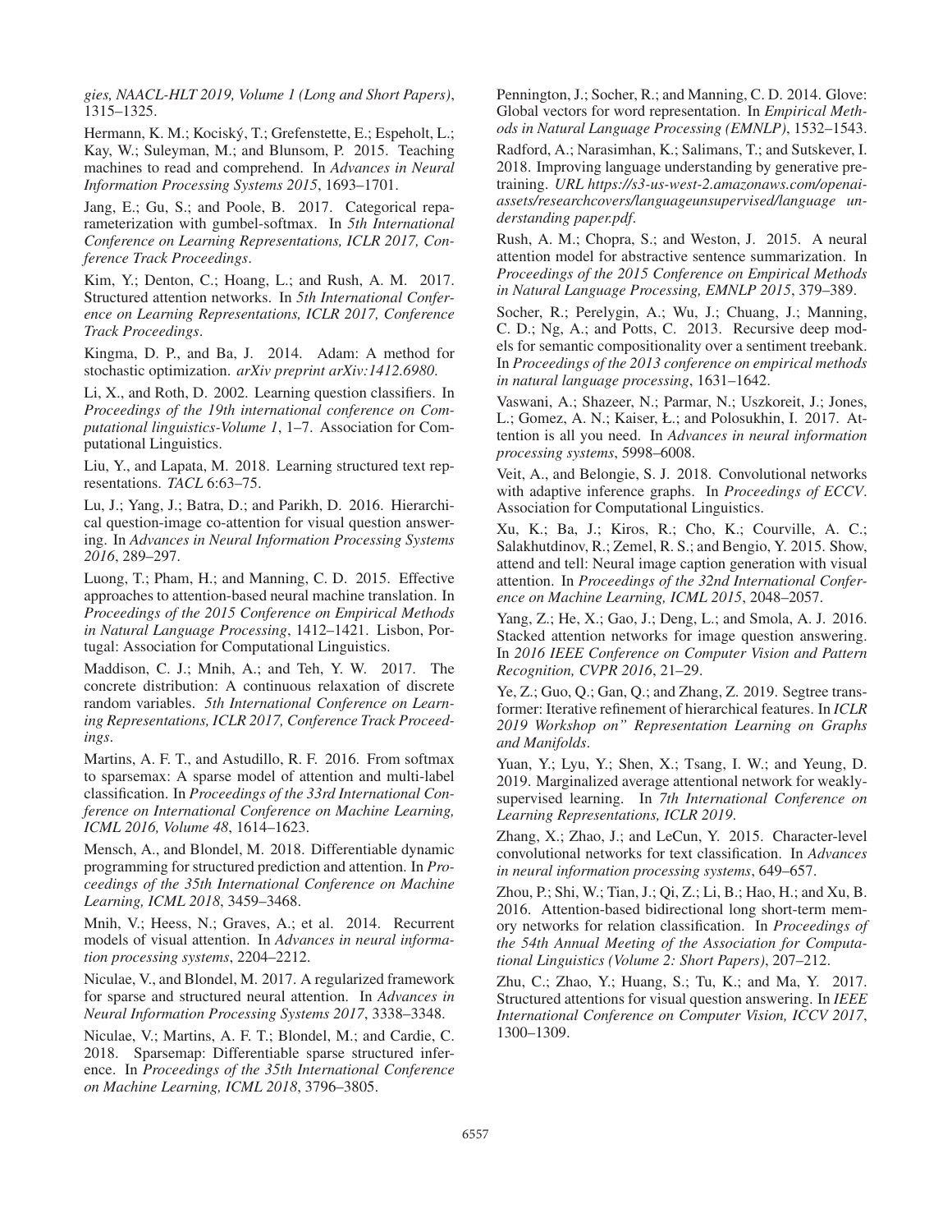*gies, NAACL-HLT 2019, Volume 1 (Long and Short Papers)*, 1315–1325.

Hermann, K. M.; Kociský, T.; Grefenstette, E.; Espeholt, L.; Kay, W.; Suleyman, M.; and Blunsom, P. 2015. Teaching machines to read and comprehend. In *Advances in Neural Information Processing Systems 2015*, 1693–1701.

Jang, E.; Gu, S.; and Poole, B. 2017. Categorical reparameterization with gumbel-softmax. In *5th International Conference on Learning Representations, ICLR 2017, Conference Track Proceedings*.

Kim, Y.; Denton, C.; Hoang, L.; and Rush, A. M. 2017. Structured attention networks. In *5th International Conference on Learning Representations, ICLR 2017, Conference Track Proceedings*.

Kingma, D. P., and Ba, J. 2014. Adam: A method for stochastic optimization. *arXiv preprint arXiv:1412.6980*.

Li, X., and Roth, D. 2002. Learning question classifiers. In *Proceedings of the 19th international conference on Computational linguistics-Volume 1*, 1–7. Association for Computational Linguistics.

Liu, Y., and Lapata, M. 2018. Learning structured text representations. *TACL* 6:63–75.

Lu, J.; Yang, J.; Batra, D.; and Parikh, D. 2016. Hierarchical question-image co-attention for visual question answering. In *Advances in Neural Information Processing Systems 2016*, 289–297.

Luong, T.; Pham, H.; and Manning, C. D. 2015. Effective approaches to attention-based neural machine translation. In *Proceedings of the 2015 Conference on Empirical Methods in Natural Language Processing*, 1412–1421. Lisbon, Portugal: Association for Computational Linguistics.

Maddison, C. J.; Mnih, A.; and Teh, Y. W. 2017. The concrete distribution: A continuous relaxation of discrete random variables. *5th International Conference on Learning Representations, ICLR 2017, Conference Track Proceedings*.

Martins, A. F. T., and Astudillo, R. F. 2016. From softmax to sparsemax: A sparse model of attention and multi-label classification. In *Proceedings of the 33rd International Conference on International Conference on Machine Learning, ICML 2016, Volume 48*, 1614–1623.

Mensch, A., and Blondel, M. 2018. Differentiable dynamic programming for structured prediction and attention. In *Proceedings of the 35th International Conference on Machine Learning, ICML 2018*, 3459–3468.

Mnih, V.; Heess, N.; Graves, A.; et al. 2014. Recurrent models of visual attention. In *Advances in neural information processing systems*, 2204–2212.

Niculae, V., and Blondel, M. 2017. A regularized framework for sparse and structured neural attention. In *Advances in Neural Information Processing Systems 2017*, 3338–3348.

Niculae, V.; Martins, A. F. T.; Blondel, M.; and Cardie, C. 2018. Sparsemap: Differentiable sparse structured inference. In *Proceedings of the 35th International Conference on Machine Learning, ICML 2018*, 3796–3805.

Pennington, J.; Socher, R.; and Manning, C. D. 2014. Glove: Global vectors for word representation. In *Empirical Methods in Natural Language Processing (EMNLP)*, 1532–1543.

Radford, A.; Narasimhan, K.; Salimans, T.; and Sutskever, I. 2018. Improving language understanding by generative pretraining. *URL https://s3-us-west-2.amazonaws.com/openai-assets/researchcovers/languageunsupervised/language understanding paper.pdf*.

Rush, A. M.; Chopra, S.; and Weston, J. 2015. A neural attention model for abstractive sentence summarization. In *Proceedings of the 2015 Conference on Empirical Methods in Natural Language Processing, EMNLP 2015*, 379–389.

Socher, R.; Perelygin, A.; Wu, J.; Chuang, J.; Manning, C. D.; Ng, A.; and Potts, C. 2013. Recursive deep models for semantic compositionality over a sentiment treebank. In *Proceedings of the 2013 conference on empirical methods in natural language processing*, 1631–1642.

Vaswani, A.; Shazeer, N.; Parmar, N.; Uszkoreit, J.; Jones, L.; Gomez, A. N.; Kaiser, Ł.; and Polosukhin, I. 2017. Attention is all you need. In *Advances in neural information processing systems*, 5998–6008.

Veit, A., and Belongie, S. J. 2018. Convolutional networks with adaptive inference graphs. In *Proceedings of ECCV*. Association for Computational Linguistics.

Xu, K.; Ba, J.; Kiros, R.; Cho, K.; Courville, A. C.; Salakhutdinov, R.; Zemel, R. S.; and Bengio, Y. 2015. Show, attend and tell: Neural image caption generation with visual attention. In *Proceedings of the 32nd International Conference on Machine Learning, ICML 2015*, 2048–2057.

Yang, Z.; He, X.; Gao, J.; Deng, L.; and Smola, A. J. 2016. Stacked attention networks for image question answering. In *2016 IEEE Conference on Computer Vision and Pattern Recognition, CVPR 2016*, 21–29.

Ye, Z.; Guo, Q.; Gan, Q.; and Zhang, Z. 2019. Segtree transformer: Iterative refinement of hierarchical features. In *ICLR 2019 Workshop on" Representation Learning on Graphs and Manifolds*.

Yuan, Y.; Lyu, Y.; Shen, X.; Tsang, I. W.; and Yeung, D. 2019. Marginalized average attentional network for weakly-supervised learning. In *7th International Conference on Learning Representations, ICLR 2019*.

Zhang, X.; Zhao, J.; and LeCun, Y. 2015. Character-level convolutional networks for text classification. In *Advances in neural information processing systems*, 649–657.

Zhou, P.; Shi, W.; Tian, J.; Qi, Z.; Li, B.; Hao, H.; and Xu, B. 2016. Attention-based bidirectional long short-term memory networks for relation classification. In *Proceedings of the 54th Annual Meeting of the Association for Computational Linguistics (Volume 2: Short Papers)*, 207–212.

Zhu, C.; Zhao, Y.; Huang, S.; Tu, K.; and Ma, Y. 2017. Structured attentions for visual question answering. In *IEEE International Conference on Computer Vision, ICCV 2017*, 1300–1309.